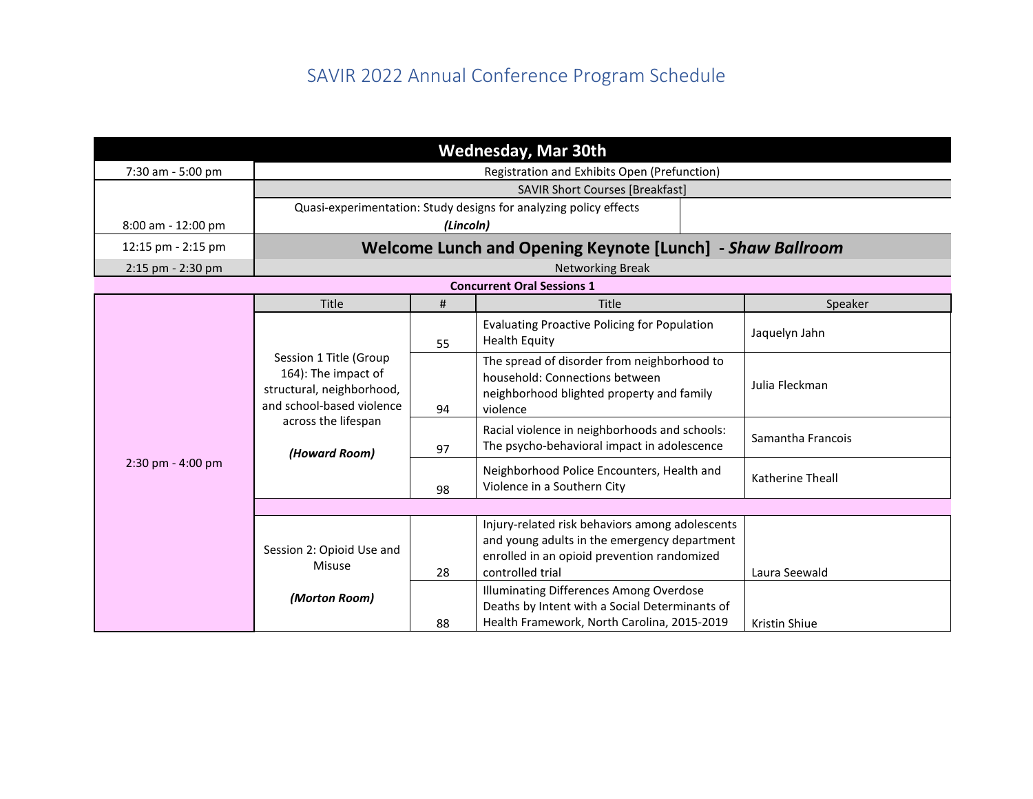# SAVIR 2022 Annual Conference Program Schedule

| Wednesday, Mar 30th | | | | |
|---|---|---|---|---|
| 7:30 am - 5:00 pm | Registration and Exhibits Open (Prefunction) | | | |
| 8:00 am - 12:00 pm | SAVIR Short Courses [Breakfast] | | | |
| | Quasi-experimentation: Study designs for analyzing policy effects ***(Lincoln)*** | | | |
| 12:15 pm - 2:15 pm | **Welcome Lunch and Opening Keynote [Lunch] - *Shaw Ballroom*** | | | |
| 2:15 pm - 2:30 pm | Networking Break | | | |
| **Concurrent Oral Sessions 1** | | | | |
| 2:30 pm - 4:00 pm | Title | # | Title | Speaker |
| | Session 1 Title (Group 164): The impact of structural, neighborhood, and school-based violence across the lifespan ***(Howard Room)*** | 55 | Evaluating Proactive Policing for Population Health Equity | Jaquelyn Jahn |
| | | 94 | The spread of disorder from neighborhood to household: Connections between neighborhood blighted property and family violence | Julia Fleckman |
| | | 97 | Racial violence in neighborhoods and schools: The psycho-behavioral impact in adolescence | Samantha Francois |
| | | 98 | Neighborhood Police Encounters, Health and Violence in a Southern City | Katherine Theall |
| | Session 2: Opioid Use and Misuse ***(Morton Room)*** | 28 | Injury-related risk behaviors among adolescents and young adults in the emergency department enrolled in an opioid prevention randomized controlled trial | Laura Seewald |
| | | 88 | Illuminating Differences Among Overdose Deaths by Intent with a Social Determinants of Health Framework, North Carolina, 2015-2019 | Kristin Shiue |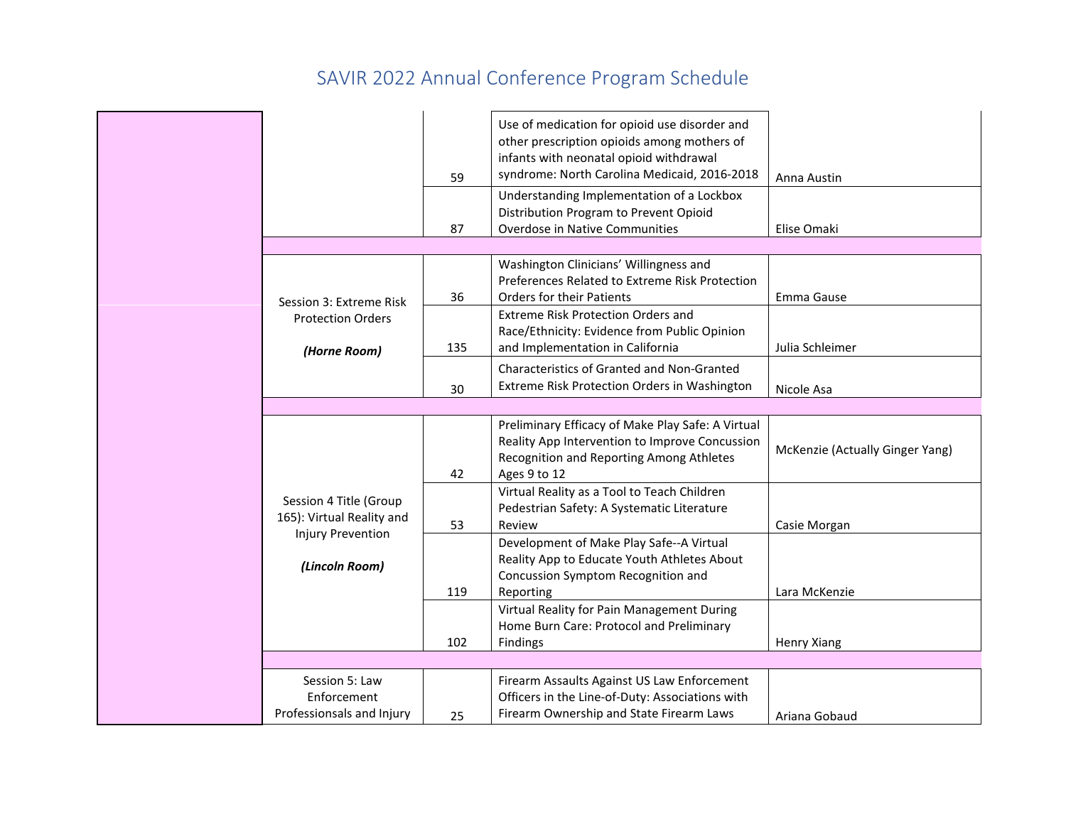# SAVIR 2022 Annual Conference Program Schedule

| | Session | # | Title | Presenter |
|---|---|---|---|---|
| | | 59 | Use of medication for opioid use disorder and other prescription opioids among mothers of infants with neonatal opioid withdrawal syndrome: North Carolina Medicaid, 2016-2018 | Anna Austin |
| | | 87 | Understanding Implementation of a Lockbox Distribution Program to Prevent Opioid Overdose in Native Communities | Elise Omaki |
| | | | | |
| | Session 3: Extreme Risk Protection Orders ***(Horne Room)*** | 36 | Washington Clinicians' Willingness and Preferences Related to Extreme Risk Protection Orders for their Patients | Emma Gause |
| | | 135 | Extreme Risk Protection Orders and Race/Ethnicity: Evidence from Public Opinion and Implementation in California | Julia Schleimer |
| | | 30 | Characteristics of Granted and Non-Granted Extreme Risk Protection Orders in Washington | Nicole Asa |
| | | | | |
| | Session 4 Title (Group 165): Virtual Reality and Injury Prevention ***(Lincoln Room)*** | 42 | Preliminary Efficacy of Make Play Safe: A Virtual Reality App Intervention to Improve Concussion Recognition and Reporting Among Athletes Ages 9 to 12 | McKenzie (Actually Ginger Yang) |
| | | 53 | Virtual Reality as a Tool to Teach Children Pedestrian Safety: A Systematic Literature Review | Casie Morgan |
| | | 119 | Development of Make Play Safe--A Virtual Reality App to Educate Youth Athletes About Concussion Symptom Recognition and Reporting | Lara McKenzie |
| | | 102 | Virtual Reality for Pain Management During Home Burn Care: Protocol and Preliminary Findings | Henry Xiang |
| | | | | |
| | Session 5: Law Enforcement Professonsals and Injury | 25 | Firearm Assaults Against US Law Enforcement Officers in the Line-of-Duty: Associations with Firearm Ownership and State Firearm Laws | Ariana Gobaud |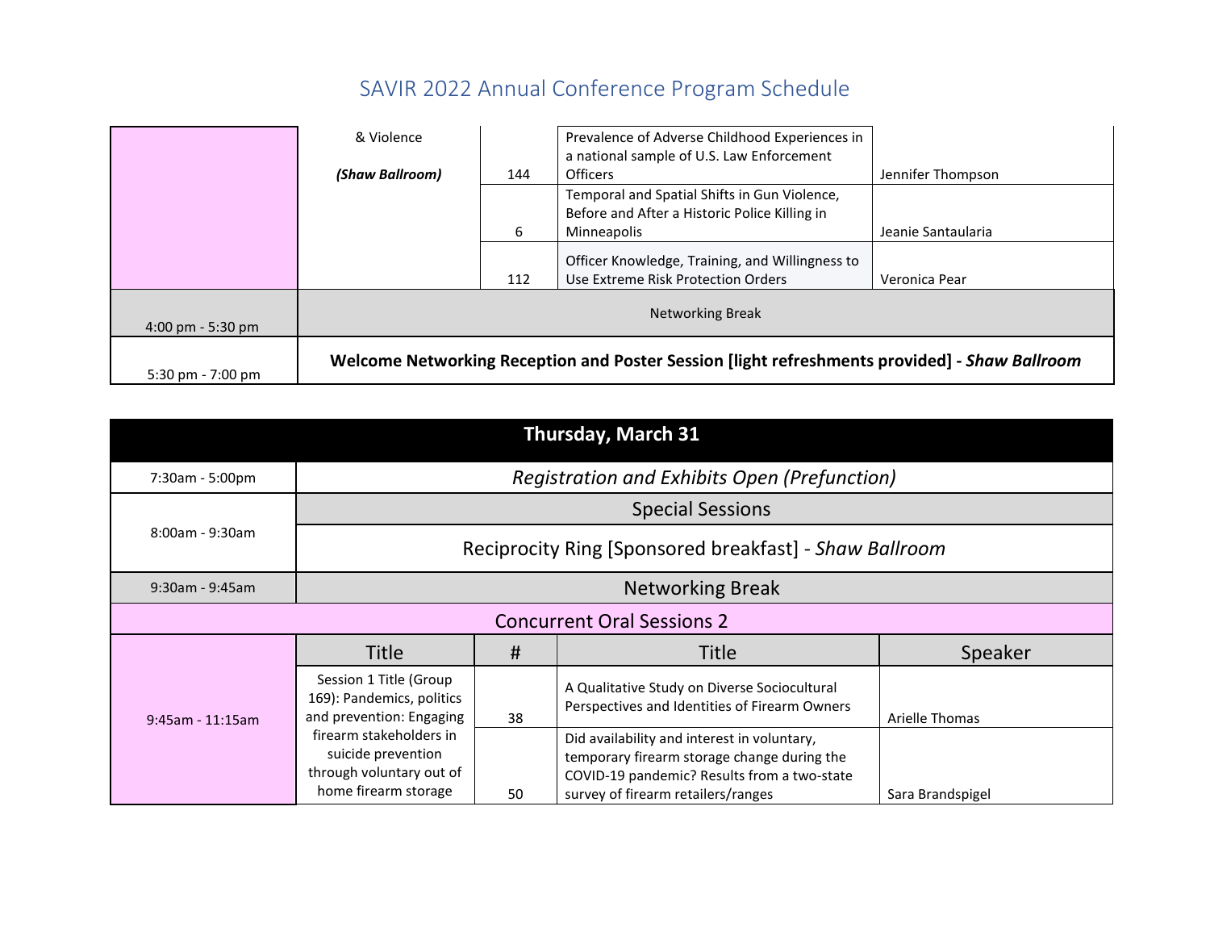# SAVIR 2022 Annual Conference Program Schedule

| | | | | |
|---|---|---|---|---|
| | & Violence<br><br>***(Shaw Ballroom)*** | 144 | Prevalence of Adverse Childhood Experiences in a national sample of U.S. Law Enforcement Officers | Jennifer Thompson |
| | | 6 | Temporal and Spatial Shifts in Gun Violence, Before and After a Historic Police Killing in Minneapolis | Jeanie Santaularia |
| | | 112 | Officer Knowledge, Training, and Willingness to Use Extreme Risk Protection Orders | Veronica Pear |
| 4:00 pm - 5:30 pm | Networking Break | | | |
| 5:30 pm - 7:00 pm | **Welcome Networking Reception and Poster Session [light refreshments provided] - *Shaw Ballroom*** | | | |

| **Thursday, March 31** | | | | |
|---|---|---|---|---|
| 7:30am - 5:00pm | *Registration and Exhibits Open (Prefunction)* | | | |
| 8:00am - 9:30am | Special Sessions | | | |
| | Reciprocity Ring [Sponsored breakfast] - *Shaw Ballroom* | | | |
| 9:30am - 9:45am | Networking Break | | | |
| Concurrent Oral Sessions 2 | | | | |
| | Title | # | Title | Speaker |
| 9:45am - 11:15am | Session 1 Title (Group 169): Pandemics, politics and prevention: Engaging firearm stakeholders in suicide prevention through voluntary out of home firearm storage | 38 | A Qualitative Study on Diverse Sociocultural Perspectives and Identities of Firearm Owners | Arielle Thomas |
| | | 50 | Did availability and interest in voluntary, temporary firearm storage change during the COVID-19 pandemic? Results from a two-state survey of firearm retailers/ranges | Sara Brandspigel |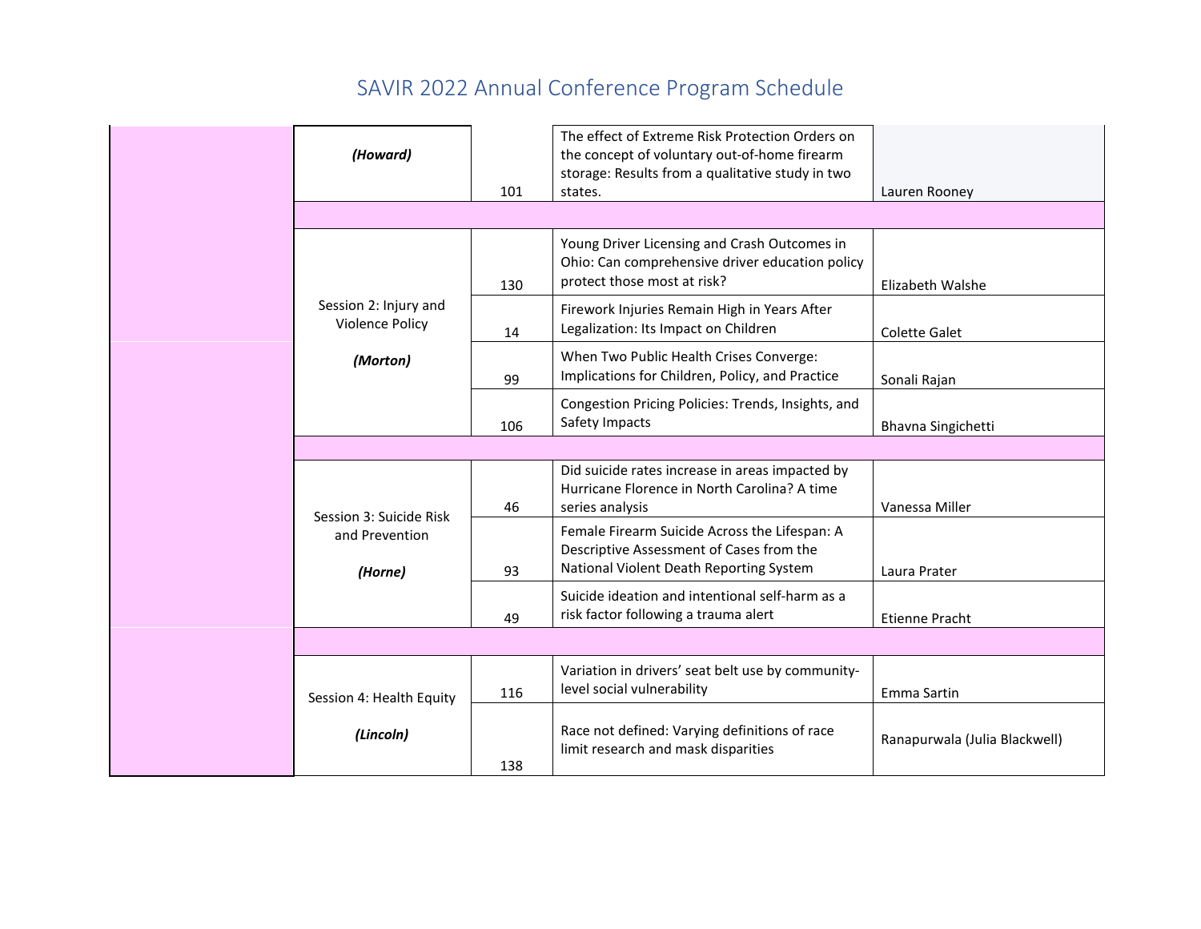# SAVIR 2022 Annual Conference Program Schedule

| | Session | ID | Title | Presenter |
|---|---|---|---|---|
| | ***(Howard)*** | 101 | The effect of Extreme Risk Protection Orders on the concept of voluntary out-of-home firearm storage: Results from a qualitative study in two states. | Lauren Rooney |
| | | | | |
| | Session 2: Injury and Violence Policy ***(Morton)*** | 130 | Young Driver Licensing and Crash Outcomes in Ohio: Can comprehensive driver education policy protect those most at risk? | Elizabeth Walshe |
| | | 14 | Firework Injuries Remain High in Years After Legalization: Its Impact on Children | Colette Galet |
| | | 99 | When Two Public Health Crises Converge: Implications for Children, Policy, and Practice | Sonali Rajan |
| | | 106 | Congestion Pricing Policies: Trends, Insights, and Safety Impacts | Bhavna Singichetti |
| | | | | |
| | Session 3: Suicide Risk and Prevention ***(Horne)*** | 46 | Did suicide rates increase in areas impacted by Hurricane Florence in North Carolina? A time series analysis | Vanessa Miller |
| | | 93 | Female Firearm Suicide Across the Lifespan: A Descriptive Assessment of Cases from the National Violent Death Reporting System | Laura Prater |
| | | 49 | Suicide ideation and intentional self-harm as a risk factor following a trauma alert | Etienne Pracht |
| | | | | |
| | Session 4: Health Equity ***(Lincoln)*** | 116 | Variation in drivers' seat belt use by community-level social vulnerability | Emma Sartin |
| | | 138 | Race not defined: Varying definitions of race limit research and mask disparities | Ranapurwala (Julia Blackwell) |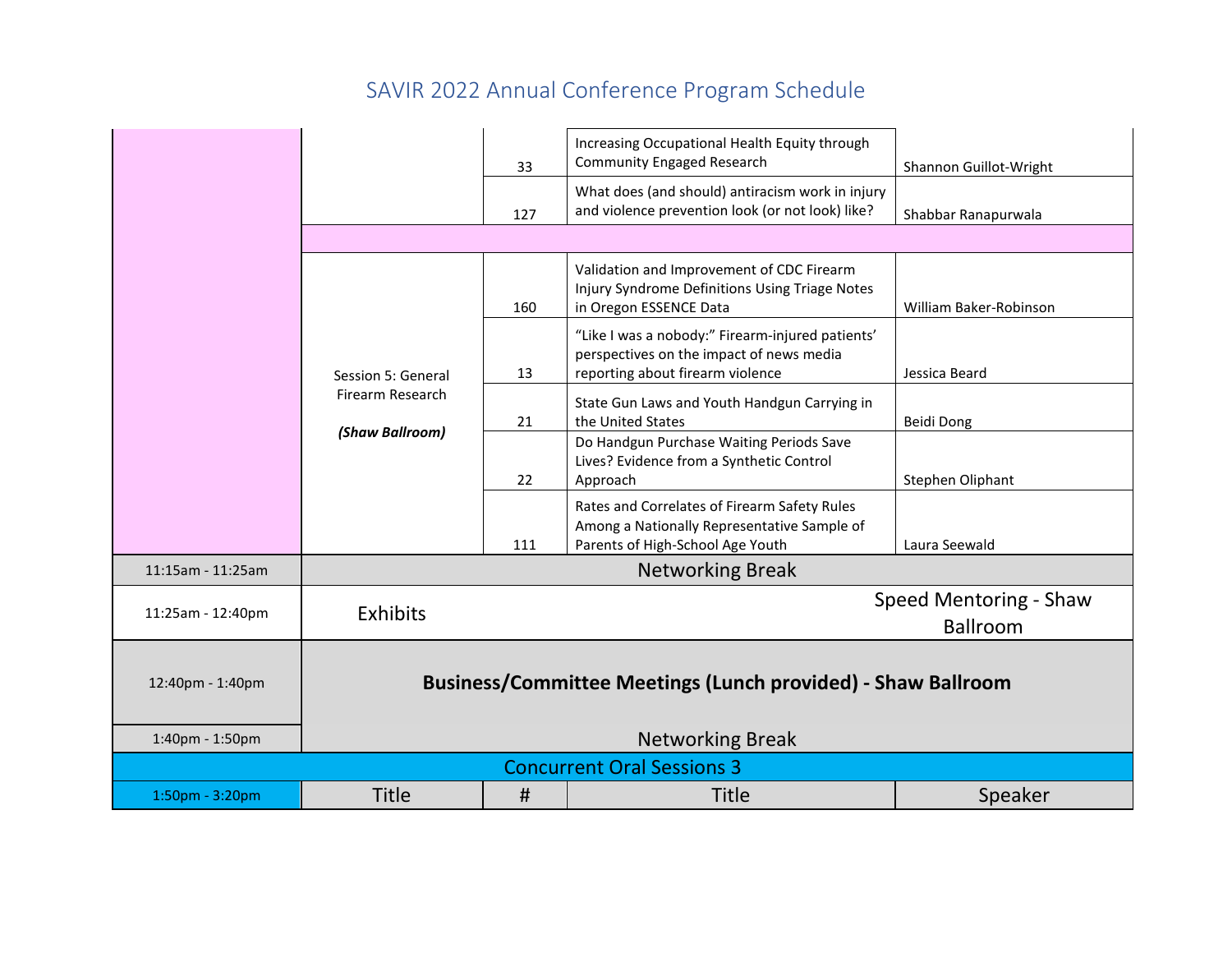# SAVIR 2022 Annual Conference Program Schedule

| | | | | |
|---|---|---|---|---|
| | | 33 | Increasing Occupational Health Equity through Community Engaged Research | Shannon Guillot-Wright |
| | | 127 | What does (and should) antiracism work in injury and violence prevention look (or not look) like? | Shabbar Ranapurwala |
| | | | | |
| | Session 5: General Firearm Research<br>***(Shaw Ballroom)*** | 160 | Validation and Improvement of CDC Firearm Injury Syndrome Definitions Using Triage Notes in Oregon ESSENCE Data | William Baker-Robinson |
| | | 13 | "Like I was a nobody:" Firearm-injured patients' perspectives on the impact of news media reporting about firearm violence | Jessica Beard |
| | | 21 | State Gun Laws and Youth Handgun Carrying in the United States | Beidi Dong |
| | | 22 | Do Handgun Purchase Waiting Periods Save Lives? Evidence from a Synthetic Control Approach | Stephen Oliphant |
| | | 111 | Rates and Correlates of Firearm Safety Rules Among a Nationally Representative Sample of Parents of High-School Age Youth | Laura Seewald |
| 11:15am - 11:25am | Networking Break | | | |
| 11:25am - 12:40pm | Exhibits | | | Speed Mentoring - Shaw Ballroom |
| 12:40pm - 1:40pm | **Business/Committee Meetings (Lunch provided) - Shaw Ballroom** | | | |
| 1:40pm - 1:50pm | Networking Break | | | |
| Concurrent Oral Sessions 3 | | | | |
| 1:50pm - 3:20pm | Title | # | Title | Speaker |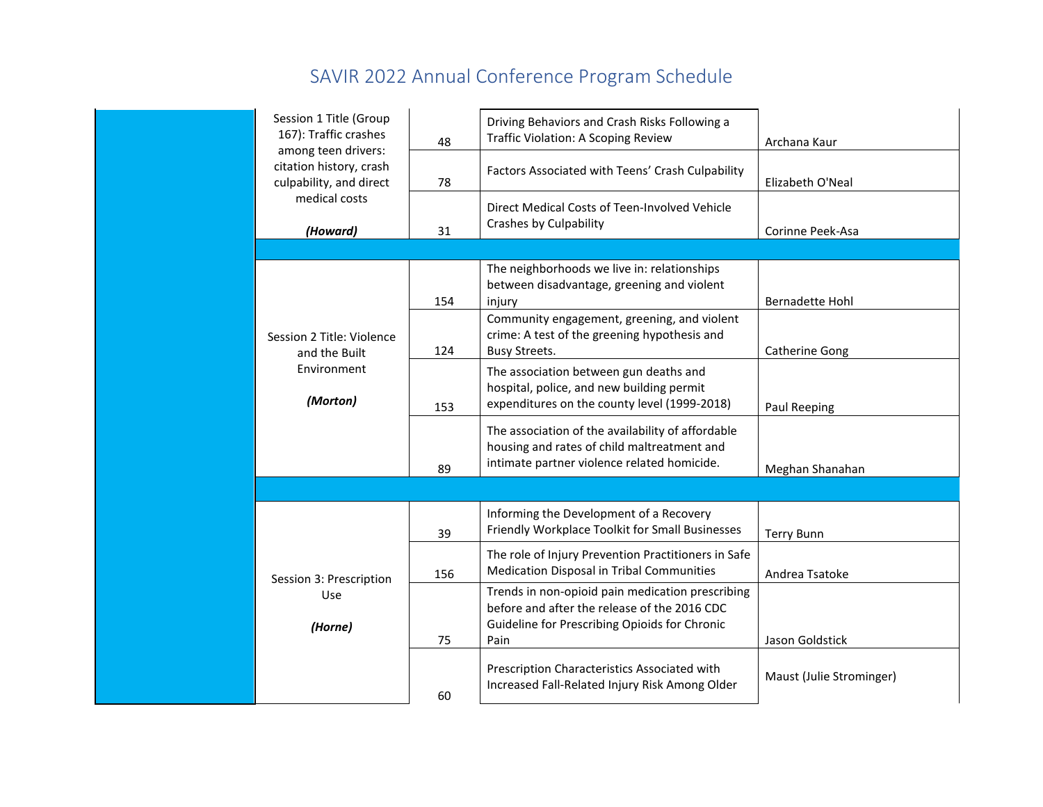# SAVIR 2022 Annual Conference Program Schedule

| | Session | # | Title | Presenter |
|---|---|---|---|---|
| | Session 1 Title (Group 167): Traffic crashes among teen drivers: citation history, crash culpability, and direct medical costs ***(Howard)*** | 48 | Driving Behaviors and Crash Risks Following a Traffic Violation: A Scoping Review | Archana Kaur |
| | | 78 | Factors Associated with Teens' Crash Culpability | Elizabeth O'Neal |
| | | 31 | Direct Medical Costs of Teen-Involved Vehicle Crashes by Culpability | Corinne Peek-Asa |
| | | | | |
| | Session 2 Title: Violence and the Built Environment ***(Morton)*** | 154 | The neighborhoods we live in: relationships between disadvantage, greening and violent injury | Bernadette Hohl |
| | | 124 | Community engagement, greening, and violent crime: A test of the greening hypothesis and Busy Streets. | Catherine Gong |
| | | 153 | The association between gun deaths and hospital, police, and new building permit expenditures on the county level (1999-2018) | Paul Reeping |
| | | 89 | The association of the availability of affordable housing and rates of child maltreatment and intimate partner violence related homicide. | Meghan Shanahan |
| | | | | |
| | Session 3: Prescription Use ***(Horne)*** | 39 | Informing the Development of a Recovery Friendly Workplace Toolkit for Small Businesses | Terry Bunn |
| | | 156 | The role of Injury Prevention Practitioners in Safe Medication Disposal in Tribal Communities | Andrea Tsatoke |
| | | 75 | Trends in non-opioid pain medication prescribing before and after the release of the 2016 CDC Guideline for Prescribing Opioids for Chronic Pain | Jason Goldstick |
| | | 60 | Prescription Characteristics Associated with Increased Fall-Related Injury Risk Among Older | Maust (Julie Strominger) |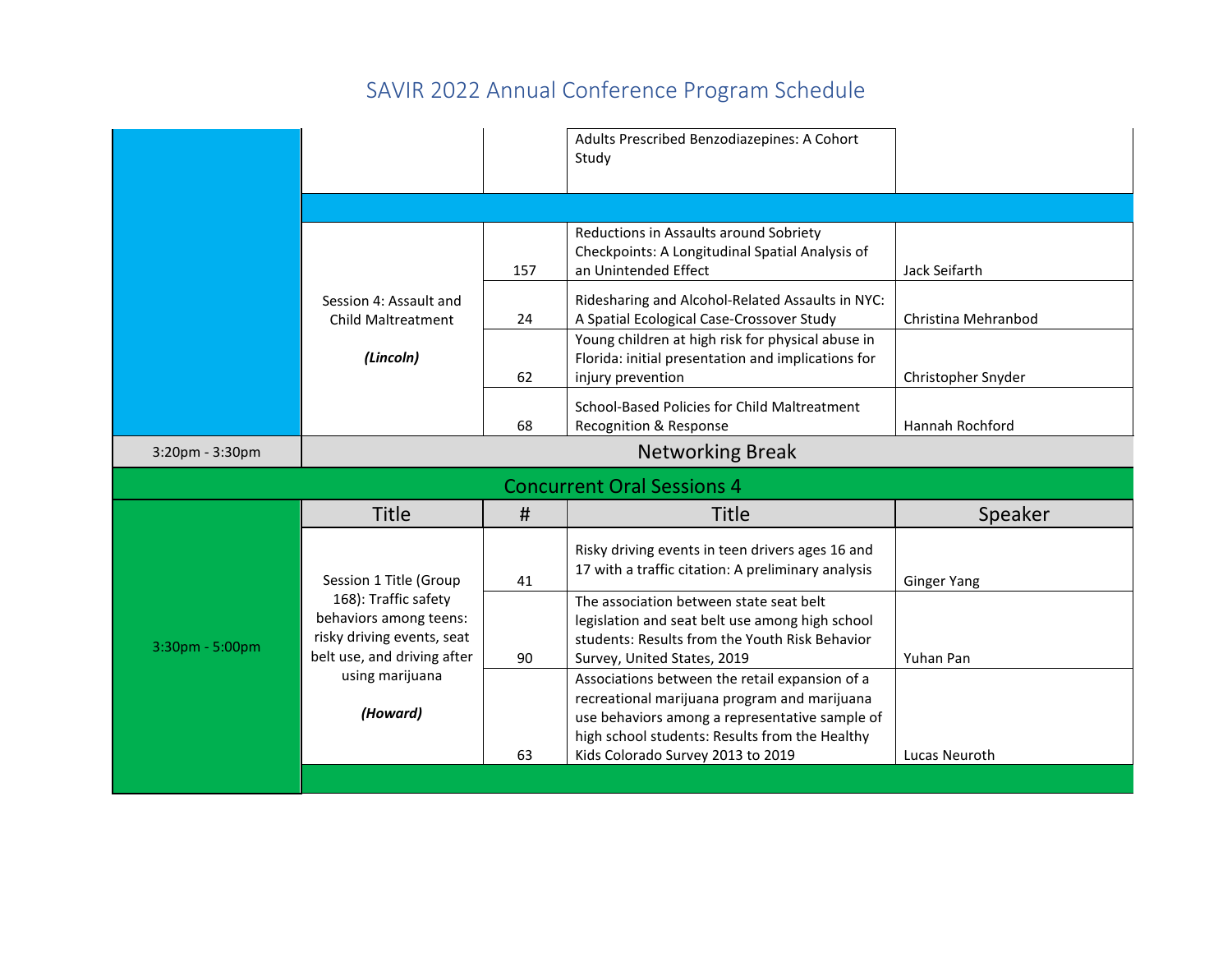# SAVIR 2022 Annual Conference Program Schedule

| | | | | |
|---|---|---|---|---|
| | | | Adults Prescribed Benzodiazepines: A Cohort Study | |
| | | | | |
| | Session 4: Assault and Child Maltreatment *(Lincoln)* | 157 | Reductions in Assaults around Sobriety Checkpoints: A Longitudinal Spatial Analysis of an Unintended Effect | Jack Seifarth |
| | | 24 | Ridesharing and Alcohol-Related Assaults in NYC: A Spatial Ecological Case-Crossover Study | Christina Mehranbod |
| | | 62 | Young children at high risk for physical abuse in Florida: initial presentation and implications for injury prevention | Christopher Snyder |
| | | 68 | School-Based Policies for Child Maltreatment Recognition & Response | Hannah Rochford |
| 3:20pm - 3:30pm | Networking Break | | | |

## Concurrent Oral Sessions 4

| | Title | # | Title | Speaker |
|---|---|---|---|---|
| 3:30pm - 5:00pm | Session 1 Title (Group 168): Traffic safety behaviors among teens: risky driving events, seat belt use, and driving after using marijuana *(Howard)* | 41 | Risky driving events in teen drivers ages 16 and 17 with a traffic citation: A preliminary analysis | Ginger Yang |
| | | 90 | The association between state seat belt legislation and seat belt use among high school students: Results from the Youth Risk Behavior Survey, United States, 2019 | Yuhan Pan |
| | | 63 | Associations between the retail expansion of a recreational marijuana program and marijuana use behaviors among a representative sample of high school students: Results from the Healthy Kids Colorado Survey 2013 to 2019 | Lucas Neuroth |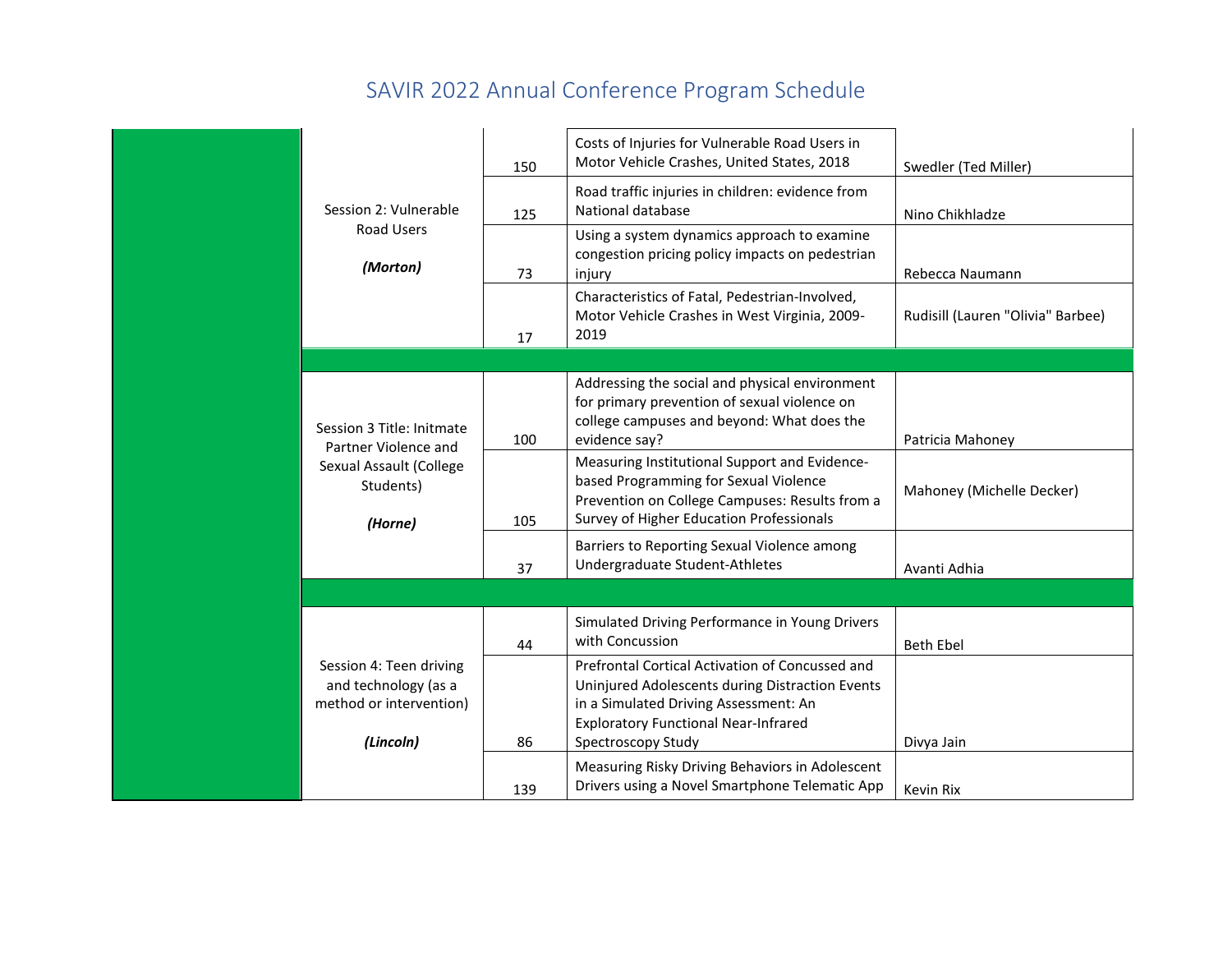# SAVIR 2022 Annual Conference Program Schedule

| | Session | # | Title | Presenter |
|---|---|---|---|---|
| | Session 2: Vulnerable Road Users ***(Morton)*** | 150 | Costs of Injuries for Vulnerable Road Users in Motor Vehicle Crashes, United States, 2018 | Swedler (Ted Miller) |
| | | 125 | Road traffic injuries in children: evidence from National database | Nino Chikhladze |
| | | 73 | Using a system dynamics approach to examine congestion pricing policy impacts on pedestrian injury | Rebecca Naumann |
| | | 17 | Characteristics of Fatal, Pedestrian-Involved, Motor Vehicle Crashes in West Virginia, 2009-2019 | Rudisill (Lauren "Olivia" Barbee) |
| | | | | |
| | Session 3 Title: Initmate Partner Violence and Sexual Assault (College Students) ***(Horne)*** | 100 | Addressing the social and physical environment for primary prevention of sexual violence on college campuses and beyond: What does the evidence say? | Patricia Mahoney |
| | | 105 | Measuring Institutional Support and Evidence-based Programming for Sexual Violence Prevention on College Campuses: Results from a Survey of Higher Education Professionals | Mahoney (Michelle Decker) |
| | | 37 | Barriers to Reporting Sexual Violence among Undergraduate Student-Athletes | Avanti Adhia |
| | | | | |
| | Session 4: Teen driving and technology (as a method or intervention) ***(Lincoln)*** | 44 | Simulated Driving Performance in Young Drivers with Concussion | Beth Ebel |
| | | 86 | Prefrontal Cortical Activation of Concussed and Uninjured Adolescents during Distraction Events in a Simulated Driving Assessment: An Exploratory Functional Near-Infrared Spectroscopy Study | Divya Jain |
| | | 139 | Measuring Risky Driving Behaviors in Adolescent Drivers using a Novel Smartphone Telematic App | Kevin Rix |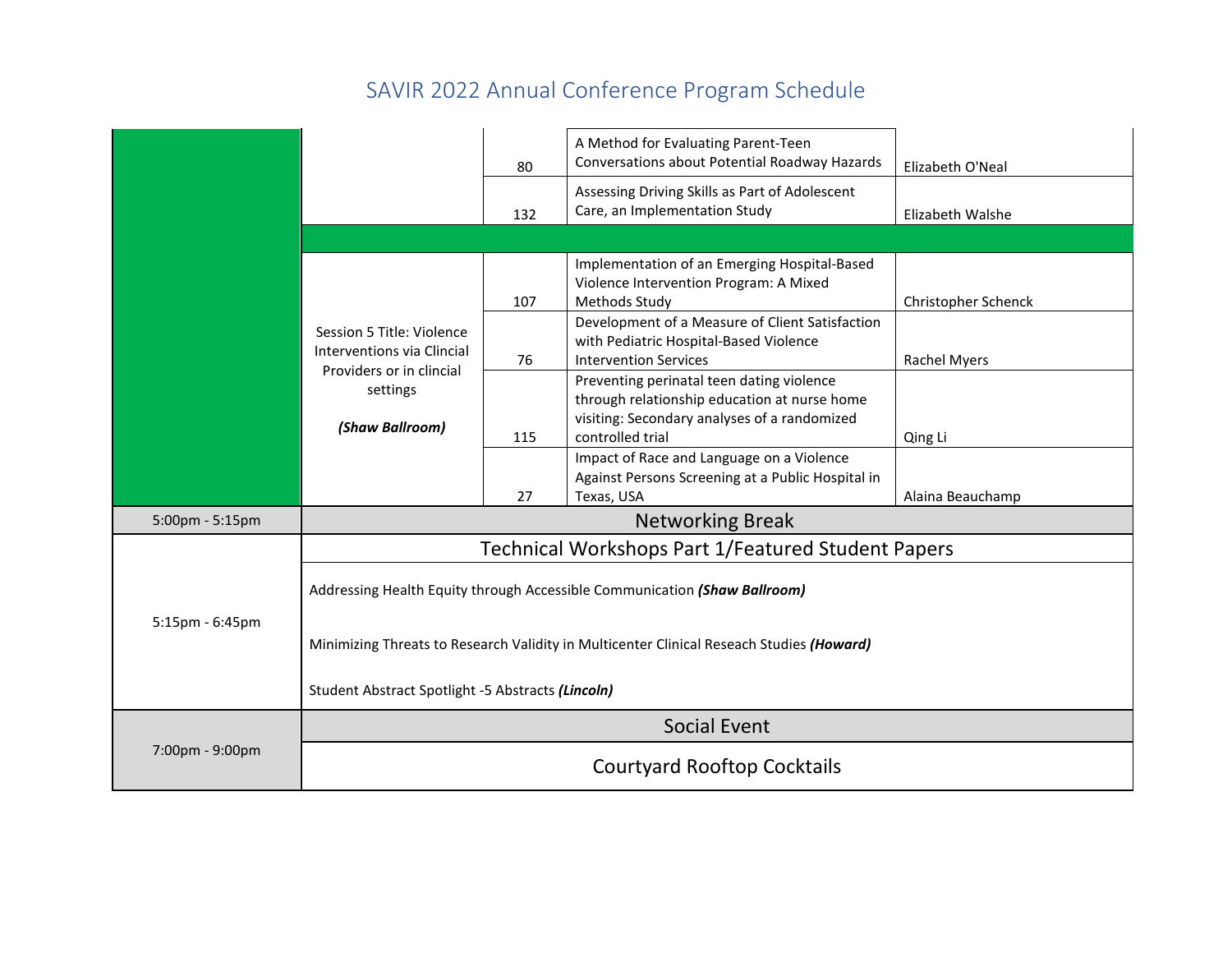# SAVIR 2022 Annual Conference Program Schedule

| | | | | |
|---|---|---|---|---|
| | | 80 | A Method for Evaluating Parent-Teen Conversations about Potential Roadway Hazards | Elizabeth O'Neal |
| | | 132 | Assessing Driving Skills as Part of Adolescent Care, an Implementation Study | Elizabeth Walshe |
| | | | | |
| | Session 5 Title: Violence Interventions via Clincial Providers or in clincial settings ***(Shaw Ballroom)*** | 107 | Implementation of an Emerging Hospital-Based Violence Intervention Program: A Mixed Methods Study | Christopher Schenck |
| | | 76 | Development of a Measure of Client Satisfaction with Pediatric Hospital-Based Violence Intervention Services | Rachel Myers |
| | | 115 | Preventing perinatal teen dating violence through relationship education at nurse home visiting: Secondary analyses of a randomized controlled trial | Qing Li |
| | | 27 | Impact of Race and Language on a Violence Against Persons Screening at a Public Hospital in Texas, USA | Alaina Beauchamp |
| 5:00pm - 5:15pm | Networking Break | | | |
| 5:15pm - 6:45pm | Technical Workshops Part 1/Featured Student Papers | | | |
| | Addressing Health Equity through Accessible Communication ***(Shaw Ballroom)*** | | | |
| | Minimizing Threats to Research Validity in Multicenter Clinical Reseach Studies ***(Howard)*** | | | |
| | Student Abstract Spotlight -5 Abstracts ***(Lincoln)*** | | | |
| 7:00pm - 9:00pm | Social Event | | | |
| | Courtyard Rooftop Cocktails | | | |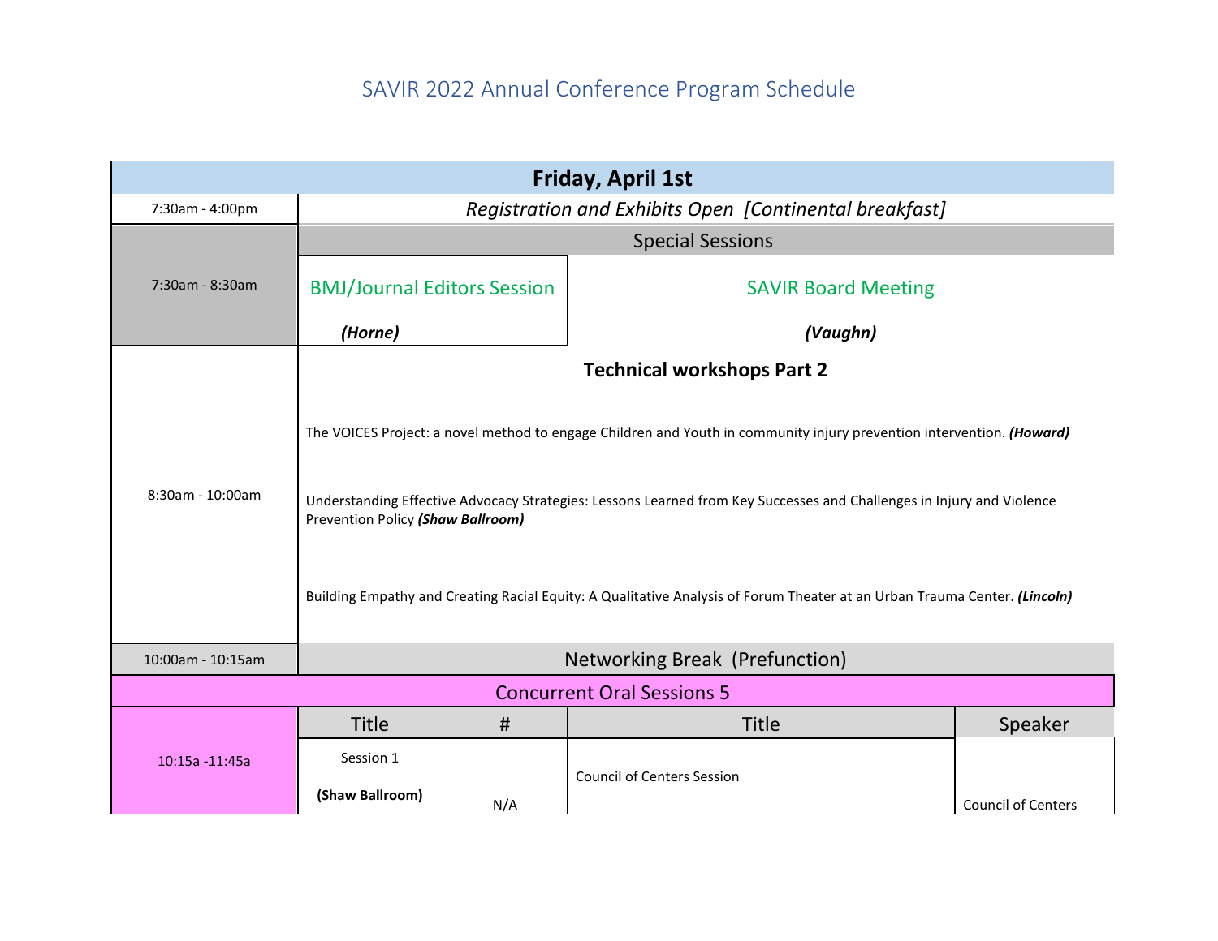# SAVIR 2022 Annual Conference Program Schedule

| Friday, April 1st | | | | |
|---|---|---|---|---|
| 7:30am - 4:00pm | *Registration and Exhibits Open [Continental breakfast]* | | | |
| 7:30am - 8:30am | Special Sessions | | | |
| | BMJ/Journal Editors Session ***(Horne)*** | | SAVIR Board Meeting ***(Vaughn)*** | |
| 8:30am - 10:00am | **Technical workshops Part 2**<br><br>The VOICES Project: a novel method to engage Children and Youth in community injury prevention intervention. ***(Howard)***<br><br>Understanding Effective Advocacy Strategies: Lessons Learned from Key Successes and Challenges in Injury and Violence Prevention Policy ***(Shaw Ballroom)***<br><br>Building Empathy and Creating Racial Equity: A Qualitative Analysis of Forum Theater at an Urban Trauma Center. ***(Lincoln)*** | | | |
| 10:00am - 10:15am | Networking Break (Prefunction) | | | |
| Concurrent Oral Sessions 5 | | | | |
| 10:15a -11:45a | Title | # | Title | Speaker |
| | Session 1 **(Shaw Ballroom)** | N/A | Council of Centers Session | Council of Centers |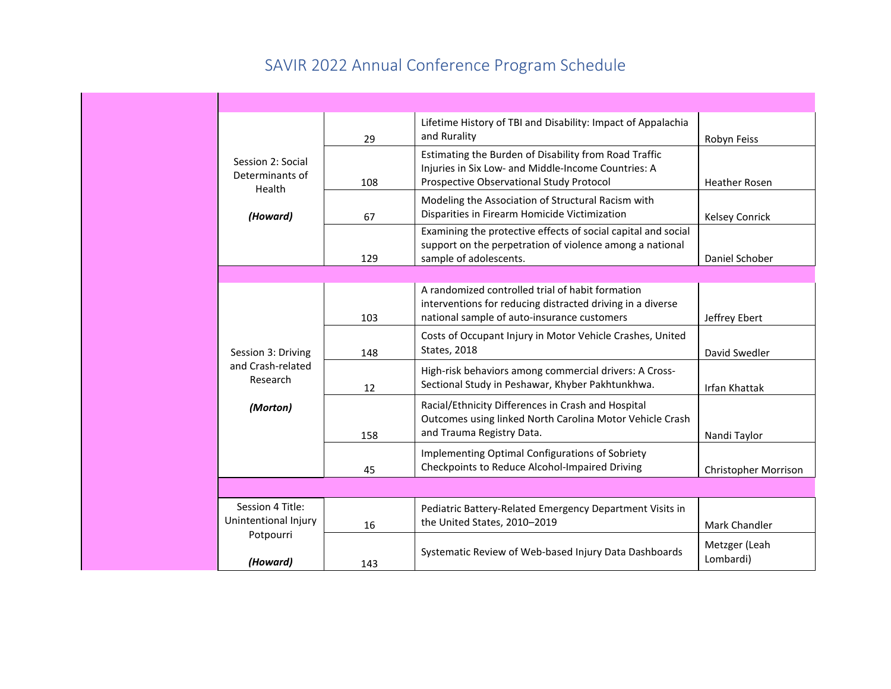# SAVIR 2022 Annual Conference Program Schedule

| Session | # | Title | Presenter |
|---|---|---|---|
| | | | |
| Session 2: Social Determinants of Health ***(Howard)*** | 29 | Lifetime History of TBI and Disability: Impact of Appalachia and Rurality | Robyn Feiss |
| | 108 | Estimating the Burden of Disability from Road Traffic Injuries in Six Low- and Middle-Income Countries: A Prospective Observational Study Protocol | Heather Rosen |
| | 67 | Modeling the Association of Structural Racism with Disparities in Firearm Homicide Victimization | Kelsey Conrick |
| | 129 | Examining the protective effects of social capital and social support on the perpetration of violence among a national sample of adolescents. | Daniel Schober |
| | | | |
| Session 3: Driving and Crash-related Research ***(Morton)*** | 103 | A randomized controlled trial of habit formation interventions for reducing distracted driving in a diverse national sample of auto-insurance customers | Jeffrey Ebert |
| | 148 | Costs of Occupant Injury in Motor Vehicle Crashes, United States, 2018 | David Swedler |
| | 12 | High-risk behaviors among commercial drivers: A Cross-Sectional Study in Peshawar, Khyber Pakhtunkhwa. | Irfan Khattak |
| | 158 | Racial/Ethnicity Differences in Crash and Hospital Outcomes using linked North Carolina Motor Vehicle Crash and Trauma Registry Data. | Nandi Taylor |
| | 45 | Implementing Optimal Configurations of Sobriety Checkpoints to Reduce Alcohol-Impaired Driving | Christopher Morrison |
| | | | |
| Session 4 Title: Unintentional Injury Potpourri ***(Howard)*** | 16 | Pediatric Battery-Related Emergency Department Visits in the United States, 2010–2019 | Mark Chandler |
| | 143 | Systematic Review of Web-based Injury Data Dashboards | Metzger (Leah Lombardi) |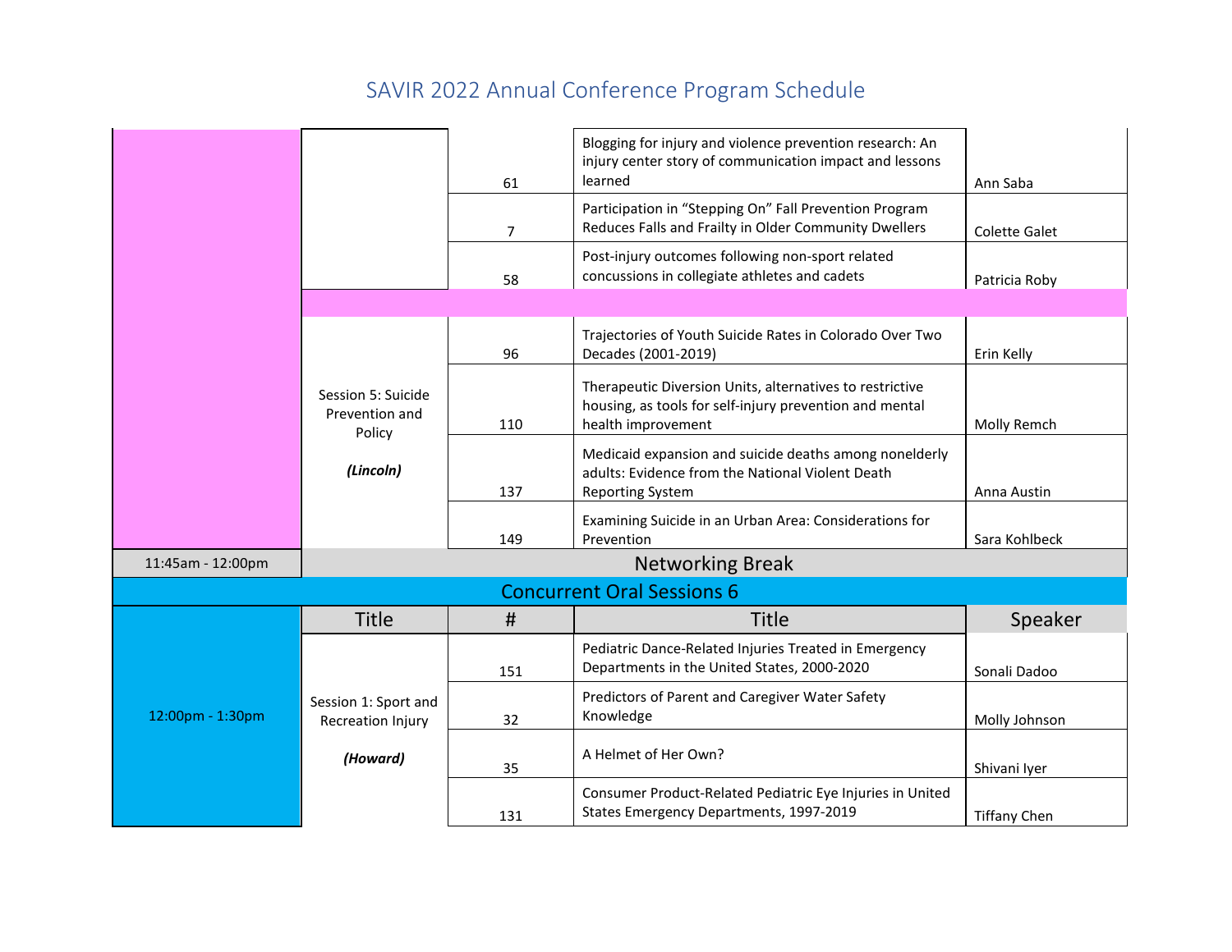| | | | | |
|---|---|---|---|---|
| | | 61 | Blogging for injury and violence prevention research: An injury center story of communication impact and lessons learned | Ann Saba |
| | | 7 | Participation in "Stepping On" Fall Prevention Program Reduces Falls and Frailty in Older Community Dwellers | Colette Galet |
| | | 58 | Post-injury outcomes following non-sport related concussions in collegiate athletes and cadets | Patricia Roby |
| | | | | |
| | Session 5: Suicide Prevention and Policy ***(Lincoln)*** | 96 | Trajectories of Youth Suicide Rates in Colorado Over Two Decades (2001-2019) | Erin Kelly |
| | | 110 | Therapeutic Diversion Units, alternatives to restrictive housing, as tools for self-injury prevention and mental health improvement | Molly Remch |
| | | 137 | Medicaid expansion and suicide deaths among nonelderly adults: Evidence from the National Violent Death Reporting System | Anna Austin |
| | | 149 | Examining Suicide in an Urban Area: Considerations for Prevention | Sara Kohlbeck |
| 11:45am - 12:00pm | Networking Break | | | |
| Concurrent Oral Sessions 6 | | | | |
| | Title | # | Title | Speaker |
| 12:00pm - 1:30pm | Session 1: Sport and Recreation Injury ***(Howard)*** | 151 | Pediatric Dance-Related Injuries Treated in Emergency Departments in the United States, 2000-2020 | Sonali Dadoo |
| | | 32 | Predictors of Parent and Caregiver Water Safety Knowledge | Molly Johnson |
| | | 35 | A Helmet of Her Own? | Shivani Iyer |
| | | 131 | Consumer Product-Related Pediatric Eye Injuries in United States Emergency Departments, 1997-2019 | Tiffany Chen |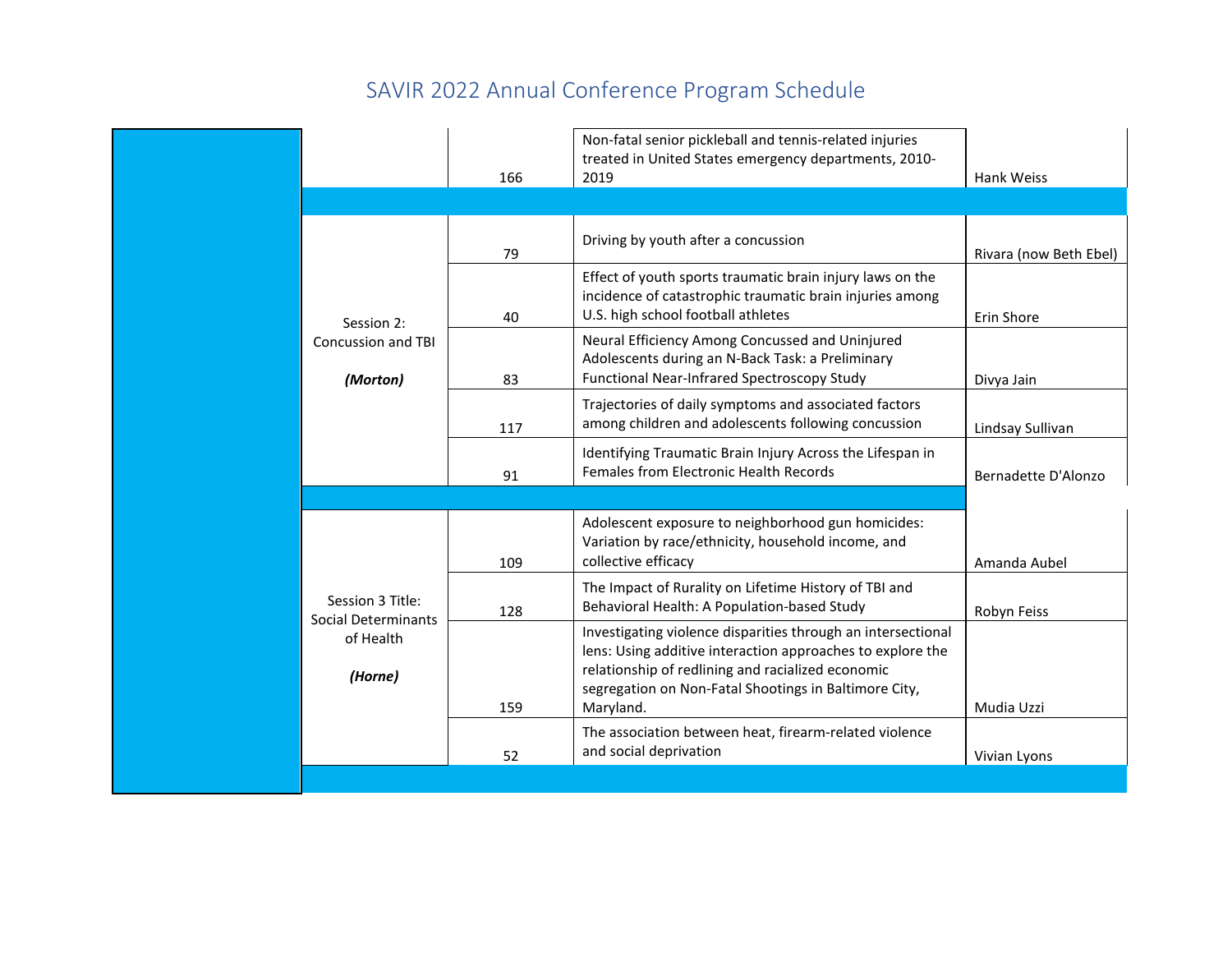# SAVIR 2022 Annual Conference Program Schedule

| | Session | ID | Title | Presenter |
|---|---|---|---|---|
| | | 166 | Non-fatal senior pickleball and tennis-related injuries treated in United States emergency departments, 2010-2019 | Hank Weiss |
| | | | | |
| | Session 2: Concussion and TBI (*Morton*) | 79 | Driving by youth after a concussion | Rivara (now Beth Ebel) |
| | | 40 | Effect of youth sports traumatic brain injury laws on the incidence of catastrophic traumatic brain injuries among U.S. high school football athletes | Erin Shore |
| | | 83 | Neural Efficiency Among Concussed and Uninjured Adolescents during an N-Back Task: a Preliminary Functional Near-Infrared Spectroscopy Study | Divya Jain |
| | | 117 | Trajectories of daily symptoms and associated factors among children and adolescents following concussion | Lindsay Sullivan |
| | | 91 | Identifying Traumatic Brain Injury Across the Lifespan in Females from Electronic Health Records | Bernadette D'Alonzo |
| | | | | |
| | Session 3 Title: Social Determinants of Health (*Horne*) | 109 | Adolescent exposure to neighborhood gun homicides: Variation by race/ethnicity, household income, and collective efficacy | Amanda Aubel |
| | | 128 | The Impact of Rurality on Lifetime History of TBI and Behavioral Health: A Population-based Study | Robyn Feiss |
| | | 159 | Investigating violence disparities through an intersectional lens: Using additive interaction approaches to explore the relationship of redlining and racialized economic segregation on Non-Fatal Shootings in Baltimore City, Maryland. | Mudia Uzzi |
| | | 52 | The association between heat, firearm-related violence and social deprivation | Vivian Lyons |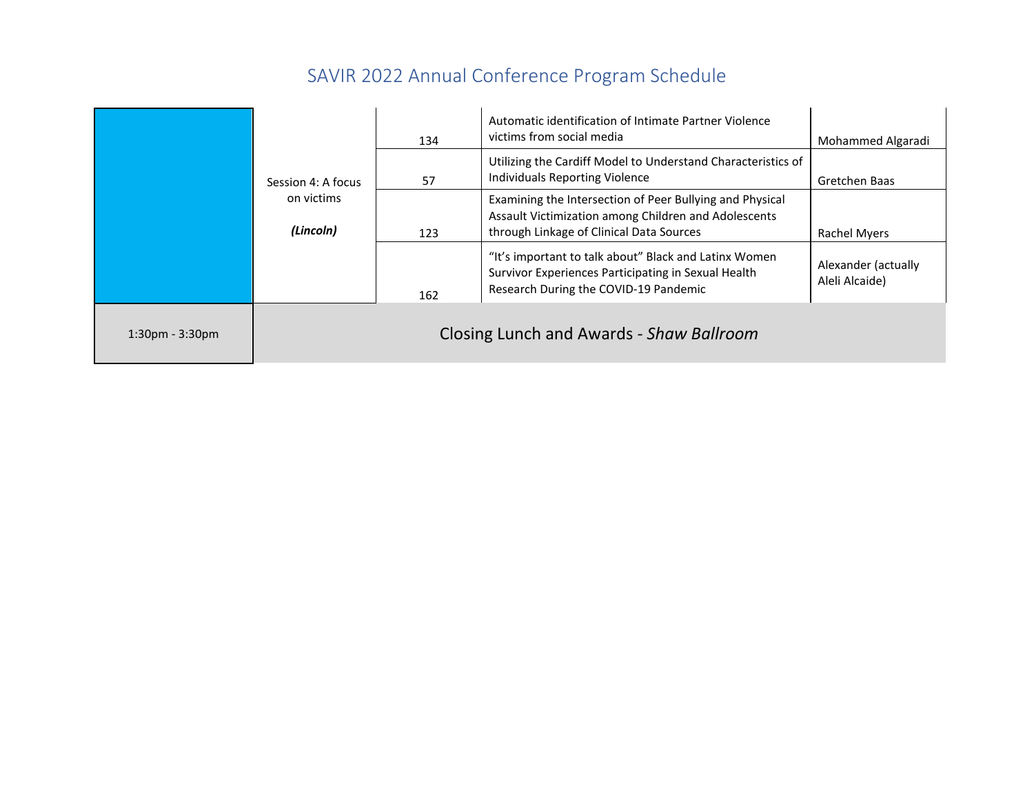# SAVIR 2022 Annual Conference Program Schedule

| | | | | |
|---|---|---|---|---|
| | Session 4: A focus on victims ***(Lincoln)*** | 134 | Automatic identification of Intimate Partner Violence victims from social media | Mohammed Algaradi |
| | | 57 | Utilizing the Cardiff Model to Understand Characteristics of Individuals Reporting Violence | Gretchen Baas |
| | | 123 | Examining the Intersection of Peer Bullying and Physical Assault Victimization among Children and Adolescents through Linkage of Clinical Data Sources | Rachel Myers |
| | | 162 | "It's important to talk about" Black and Latinx Women Survivor Experiences Participating in Sexual Health Research During the COVID-19 Pandemic | Alexander (actually Aleli Alcaide) |
| 1:30pm - 3:30pm | Closing Lunch and Awards - *Shaw Ballroom* | | | |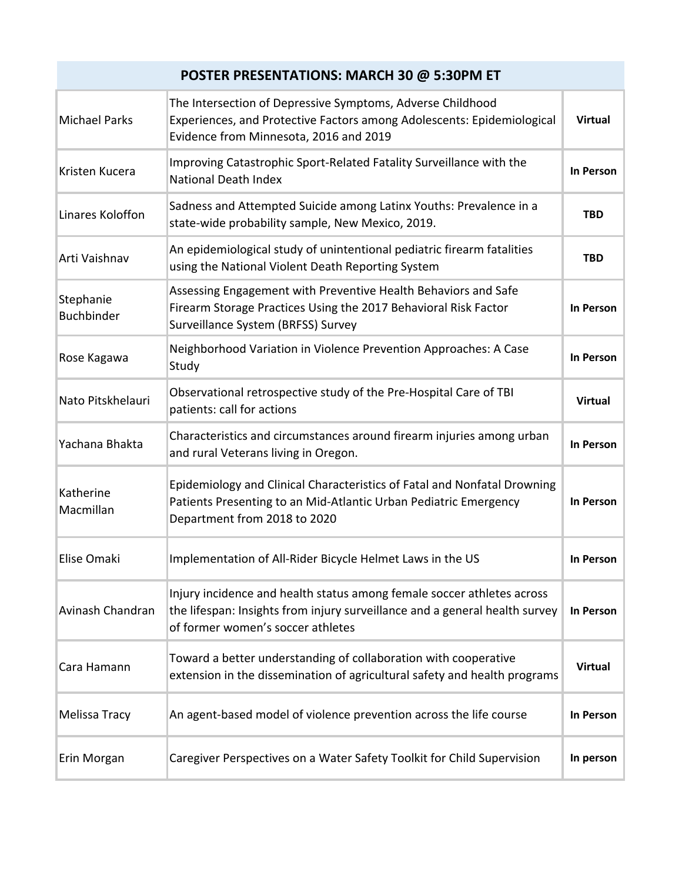| POSTER PRESENTATIONS: MARCH 30 @ 5:30PM ET | | |
|---|---|---|
| Michael Parks | The Intersection of Depressive Symptoms, Adverse Childhood Experiences, and Protective Factors among Adolescents: Epidemiological Evidence from Minnesota, 2016 and 2019 | **Virtual** |
| Kristen Kucera | Improving Catastrophic Sport-Related Fatality Surveillance with the National Death Index | **In Person** |
| Linares Koloffon | Sadness and Attempted Suicide among Latinx Youths: Prevalence in a state-wide probability sample, New Mexico, 2019. | **TBD** |
| Arti Vaishnav | An epidemiological study of unintentional pediatric firearm fatalities using the National Violent Death Reporting System | **TBD** |
| Stephanie Buchbinder | Assessing Engagement with Preventive Health Behaviors and Safe Firearm Storage Practices Using the 2017 Behavioral Risk Factor Surveillance System (BRFSS) Survey | **In Person** |
| Rose Kagawa | Neighborhood Variation in Violence Prevention Approaches: A Case Study | **In Person** |
| Nato Pitskhelauri | Observational retrospective study of the Pre-Hospital Care of TBI patients: call for actions | **Virtual** |
| Yachana Bhakta | Characteristics and circumstances around firearm injuries among urban and rural Veterans living in Oregon. | **In Person** |
| Katherine Macmillan | Epidemiology and Clinical Characteristics of Fatal and Nonfatal Drowning Patients Presenting to an Mid-Atlantic Urban Pediatric Emergency Department from 2018 to 2020 | **In Person** |
| Elise Omaki | Implementation of All-Rider Bicycle Helmet Laws in the US | **In Person** |
| Avinash Chandran | Injury incidence and health status among female soccer athletes across the lifespan: Insights from injury surveillance and a general health survey of former women's soccer athletes | **In Person** |
| Cara Hamann | Toward a better understanding of collaboration with cooperative extension in the dissemination of agricultural safety and health programs | **Virtual** |
| Melissa Tracy | An agent-based model of violence prevention across the life course | **In Person** |
| Erin Morgan | Caregiver Perspectives on a Water Safety Toolkit for Child Supervision | **In person** |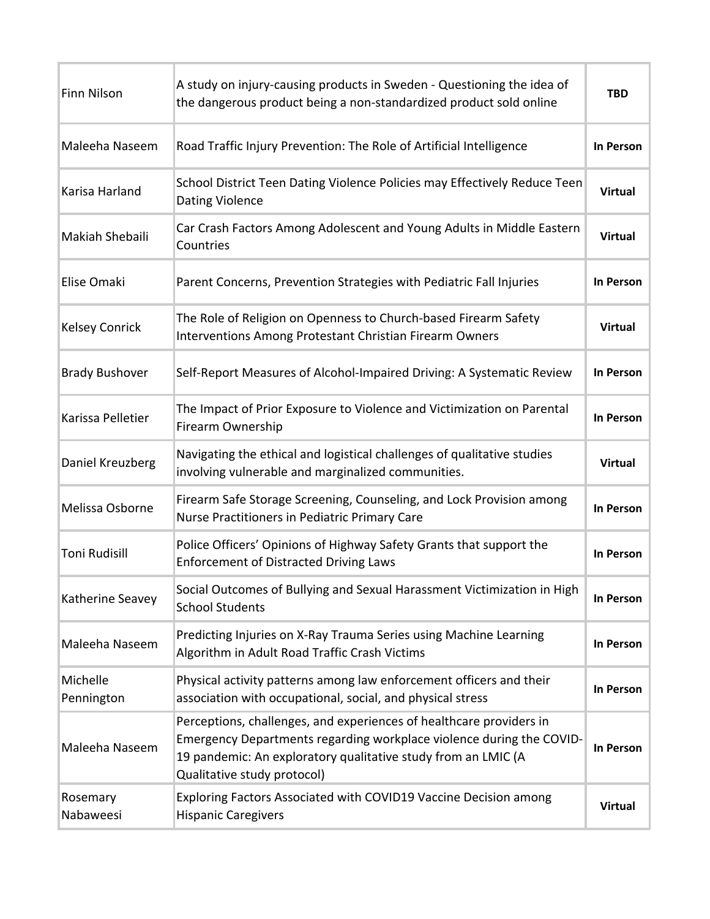| | | |
|---|---|---|
| Finn Nilson | A study on injury-causing products in Sweden - Questioning the idea of the dangerous product being a non-standardized product sold online | **TBD** |
| Maleeha Naseem | Road Traffic Injury Prevention: The Role of Artificial Intelligence | **In Person** |
| Karisa Harland | School District Teen Dating Violence Policies may Effectively Reduce Teen Dating Violence | **Virtual** |
| Makiah Shebaili | Car Crash Factors Among Adolescent and Young Adults in Middle Eastern Countries | **Virtual** |
| Elise Omaki | Parent Concerns, Prevention Strategies with Pediatric Fall Injuries | **In Person** |
| Kelsey Conrick | The Role of Religion on Openness to Church-based Firearm Safety Interventions Among Protestant Christian Firearm Owners | **Virtual** |
| Brady Bushover | Self-Report Measures of Alcohol-Impaired Driving: A Systematic Review | **In Person** |
| Karissa Pelletier | The Impact of Prior Exposure to Violence and Victimization on Parental Firearm Ownership | **In Person** |
| Daniel Kreuzberg | Navigating the ethical and logistical challenges of qualitative studies involving vulnerable and marginalized communities. | **Virtual** |
| Melissa Osborne | Firearm Safe Storage Screening, Counseling, and Lock Provision among Nurse Practitioners in Pediatric Primary Care | **In Person** |
| Toni Rudisill | Police Officers' Opinions of Highway Safety Grants that support the Enforcement of Distracted Driving Laws | **In Person** |
| Katherine Seavey | Social Outcomes of Bullying and Sexual Harassment Victimization in High School Students | **In Person** |
| Maleeha Naseem | Predicting Injuries on X-Ray Trauma Series using Machine Learning Algorithm in Adult Road Traffic Crash Victims | **In Person** |
| Michelle Pennington | Physical activity patterns among law enforcement officers and their association with occupational, social, and physical stress | **In Person** |
| Maleeha Naseem | Perceptions, challenges, and experiences of healthcare providers in Emergency Departments regarding workplace violence during the COVID-19 pandemic: An exploratory qualitative study from an LMIC (A Qualitative study protocol) | **In Person** |
| Rosemary Nabaweesi | Exploring Factors Associated with COVID19 Vaccine Decision among Hispanic Caregivers | **Virtual** |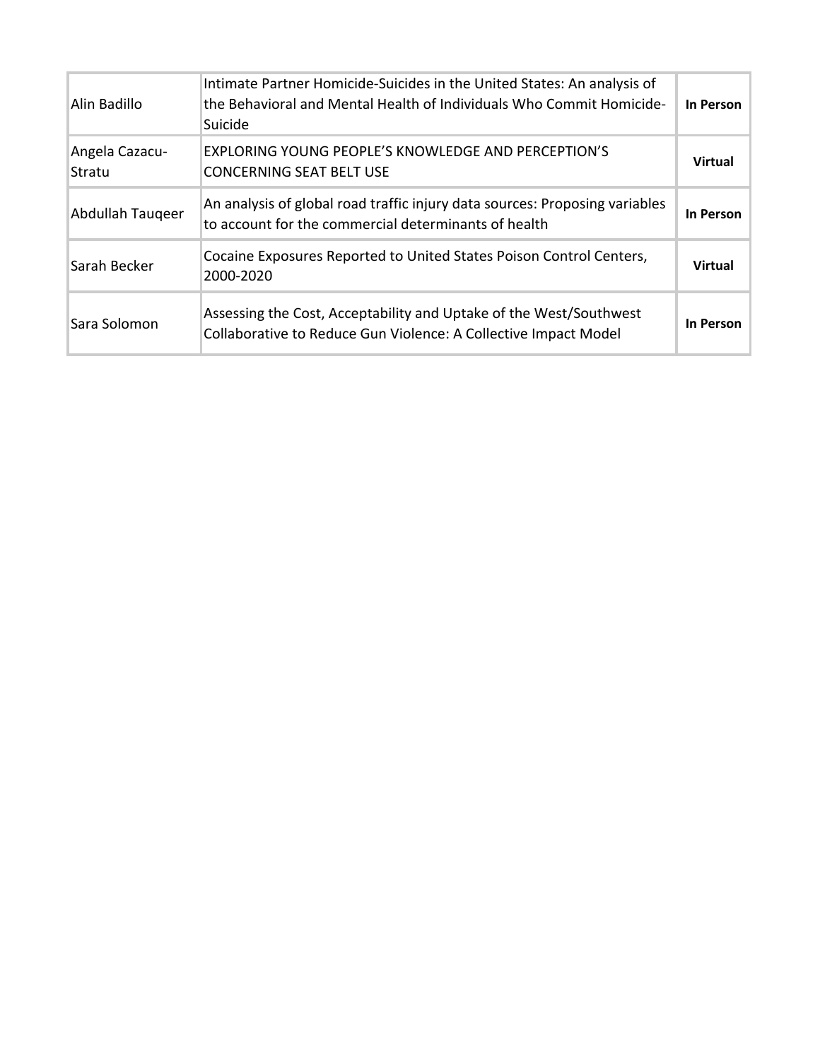| | | |
|---|---|---|
| Alin Badillo | Intimate Partner Homicide-Suicides in the United States: An analysis of the Behavioral and Mental Health of Individuals Who Commit Homicide-Suicide | **In Person** |
| Angela Cazacu-Stratu | EXPLORING YOUNG PEOPLE'S KNOWLEDGE AND PERCEPTION'S CONCERNING SEAT BELT USE | **Virtual** |
| Abdullah Tauqeer | An analysis of global road traffic injury data sources: Proposing variables to account for the commercial determinants of health | **In Person** |
| Sarah Becker | Cocaine Exposures Reported to United States Poison Control Centers, 2000-2020 | **Virtual** |
| Sara Solomon | Assessing the Cost, Acceptability and Uptake of the West/Southwest Collaborative to Reduce Gun Violence: A Collective Impact Model | **In Person** |